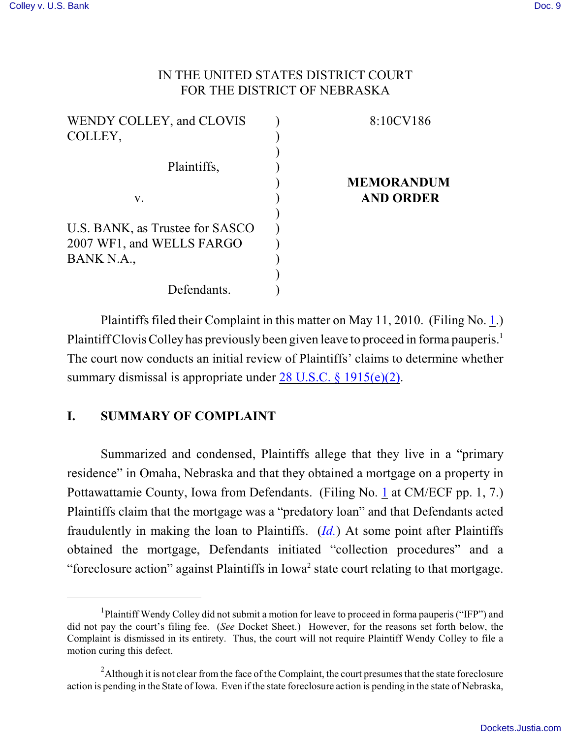IN THE UNITED STATES DISTRICT COURT
FOR THE DISTRICT OF NEBRASKA

| | | |
|---|---|---|
| WENDY COLLEY, and CLOVIS COLLEY, | ) | 8:10CV186 |
| Plaintiffs, | ) | |
| v. | ) | **MEMORANDUM AND ORDER** |
| U.S. BANK, as Trustee for SASCO 2007 WF1, and WELLS FARGO BANK N.A., | ) | |
| Defendants. | ) | |

Plaintiffs filed their Complaint in this matter on May 11, 2010. (Filing No. 1.) Plaintiff Clovis Colley has previously been given leave to proceed in forma pauperis.[1] The court now conducts an initial review of Plaintiffs' claims to determine whether summary dismissal is appropriate under 28 U.S.C. § 1915(e)(2).

## I. SUMMARY OF COMPLAINT

Summarized and condensed, Plaintiffs allege that they live in a "primary residence" in Omaha, Nebraska and that they obtained a mortgage on a property in Pottawattamie County, Iowa from Defendants. (Filing No. 1 at CM/ECF pp. 1, 7.) Plaintiffs claim that the mortgage was a "predatory loan" and that Defendants acted fraudulently in making the loan to Plaintiffs. (*Id.*) At some point after Plaintiffs obtained the mortgage, Defendants initiated "collection procedures" and a "foreclosure action" against Plaintiffs in Iowa[2] state court relating to that mortgage.

---

[1] Plaintiff Wendy Colley did not submit a motion for leave to proceed in forma pauperis ("IFP") and did not pay the court's filing fee. (*See* Docket Sheet.) However, for the reasons set forth below, the Complaint is dismissed in its entirety. Thus, the court will not require Plaintiff Wendy Colley to file a motion curing this defect.

[2] Although it is not clear from the face of the Complaint, the court presumes that the state foreclosure action is pending in the State of Iowa. Even if the state foreclosure action is pending in the state of Nebraska,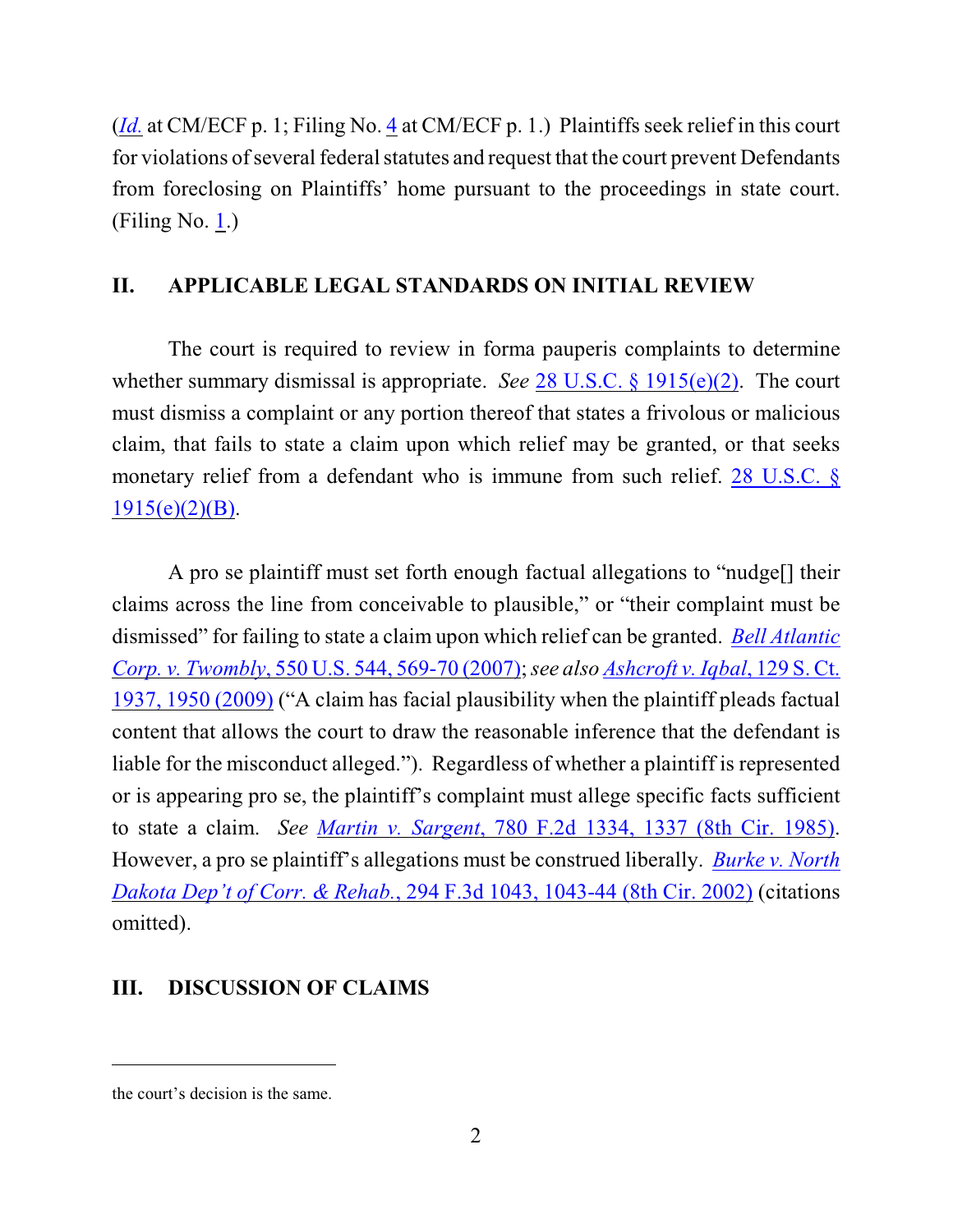(*Id.* at CM/ECF p. 1; Filing No. 4 at CM/ECF p. 1.) Plaintiffs seek relief in this court for violations of several federal statutes and request that the court prevent Defendants from foreclosing on Plaintiffs' home pursuant to the proceedings in state court. (Filing No. 1.)

## II. APPLICABLE LEGAL STANDARDS ON INITIAL REVIEW

The court is required to review in forma pauperis complaints to determine whether summary dismissal is appropriate. *See* 28 U.S.C. § 1915(e)(2). The court must dismiss a complaint or any portion thereof that states a frivolous or malicious claim, that fails to state a claim upon which relief may be granted, or that seeks monetary relief from a defendant who is immune from such relief. 28 U.S.C. § 1915(e)(2)(B).

A pro se plaintiff must set forth enough factual allegations to "nudge[] their claims across the line from conceivable to plausible," or "their complaint must be dismissed" for failing to state a claim upon which relief can be granted. *Bell Atlantic Corp. v. Twombly*, 550 U.S. 544, 569-70 (2007); *see also* *Ashcroft v. Iqbal*, 129 S. Ct. 1937, 1950 (2009) ("A claim has facial plausibility when the plaintiff pleads factual content that allows the court to draw the reasonable inference that the defendant is liable for the misconduct alleged."). Regardless of whether a plaintiff is represented or is appearing pro se, the plaintiff's complaint must allege specific facts sufficient to state a claim. *See* *Martin v. Sargent*, 780 F.2d 1334, 1337 (8th Cir. 1985). However, a pro se plaintiff's allegations must be construed liberally. *Burke v. North Dakota Dep't of Corr. & Rehab.*, 294 F.3d 1043, 1043-44 (8th Cir. 2002) (citations omitted).

## III. DISCUSSION OF CLAIMS

---

the court's decision is the same.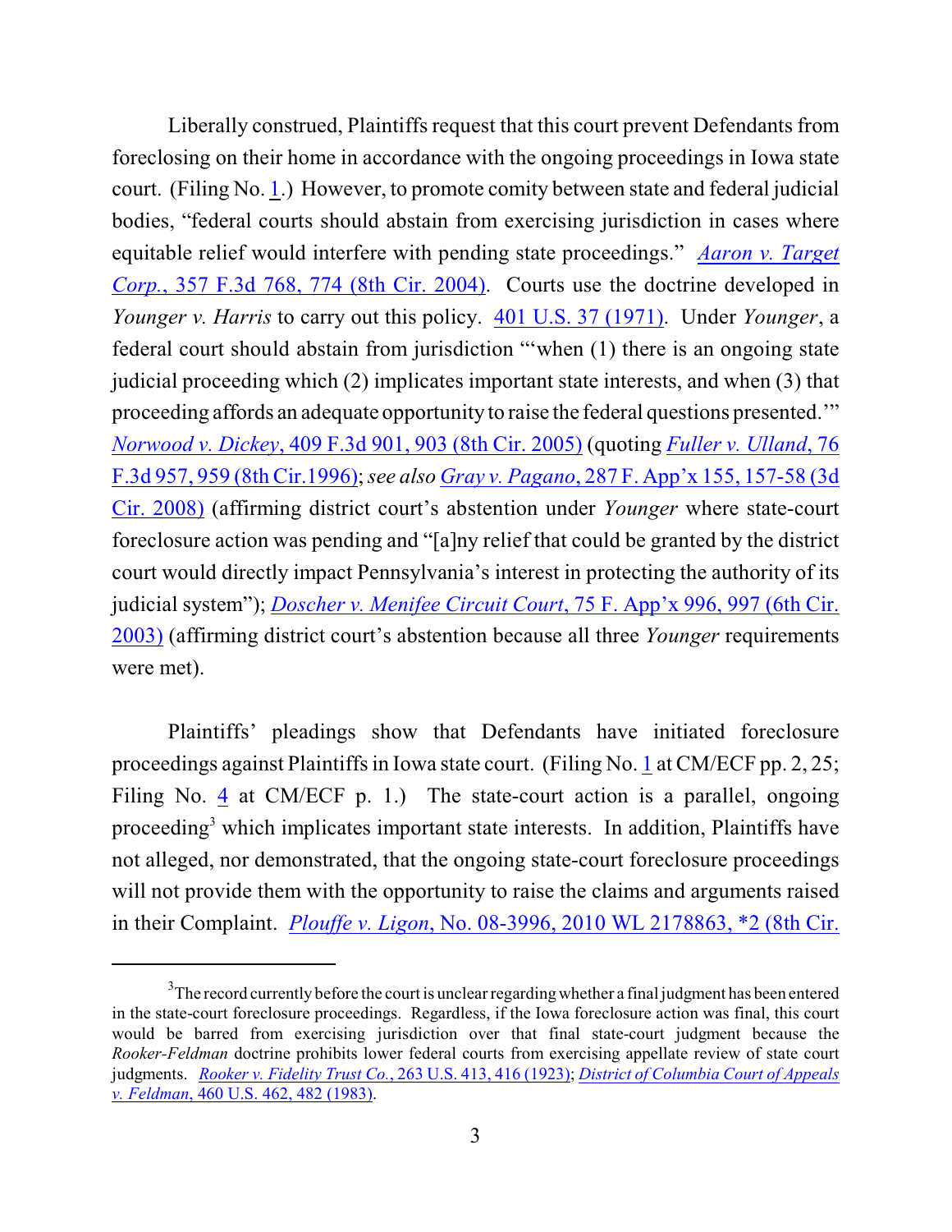Liberally construed, Plaintiffs request that this court prevent Defendants from foreclosing on their home in accordance with the ongoing proceedings in Iowa state court. (Filing No. 1.) However, to promote comity between state and federal judicial bodies, "federal courts should abstain from exercising jurisdiction in cases where equitable relief would interfere with pending state proceedings." *Aaron v. Target Corp.*, 357 F.3d 768, 774 (8th Cir. 2004). Courts use the doctrine developed in *Younger v. Harris* to carry out this policy. 401 U.S. 37 (1971). Under *Younger*, a federal court should abstain from jurisdiction "'when (1) there is an ongoing state judicial proceeding which (2) implicates important state interests, and when (3) that proceeding affords an adequate opportunity to raise the federal questions presented.'" *Norwood v. Dickey*, 409 F.3d 901, 903 (8th Cir. 2005) (quoting *Fuller v. Ulland*, 76 F.3d 957, 959 (8th Cir.1996); *see also* *Gray v. Pagano*, 287 F. App'x 155, 157-58 (3d Cir. 2008) (affirming district court's abstention under *Younger* where state-court foreclosure action was pending and "[a]ny relief that could be granted by the district court would directly impact Pennsylvania's interest in protecting the authority of its judicial system"); *Doscher v. Menifee Circuit Court*, 75 F. App'x 996, 997 (6th Cir. 2003) (affirming district court's abstention because all three *Younger* requirements were met).

Plaintiffs' pleadings show that Defendants have initiated foreclosure proceedings against Plaintiffs in Iowa state court. (Filing No. 1 at CM/ECF pp. 2, 25; Filing No. 4 at CM/ECF p. 1.) The state-court action is a parallel, ongoing proceeding[3] which implicates important state interests. In addition, Plaintiffs have not alleged, nor demonstrated, that the ongoing state-court foreclosure proceedings will not provide them with the opportunity to raise the claims and arguments raised in their Complaint. *Plouffe v. Ligon*, No. 08-3996, 2010 WL 2178863, *2 (8th Cir.

---

[3] The record currently before the court is unclear regarding whether a final judgment has been entered in the state-court foreclosure proceedings. Regardless, if the Iowa foreclosure action was final, this court would be barred from exercising jurisdiction over that final state-court judgment because the *Rooker-Feldman* doctrine prohibits lower federal courts from exercising appellate review of state court judgments. *Rooker v. Fidelity Trust Co.*, 263 U.S. 413, 416 (1923); *District of Columbia Court of Appeals v. Feldman*, 460 U.S. 462, 482 (1983).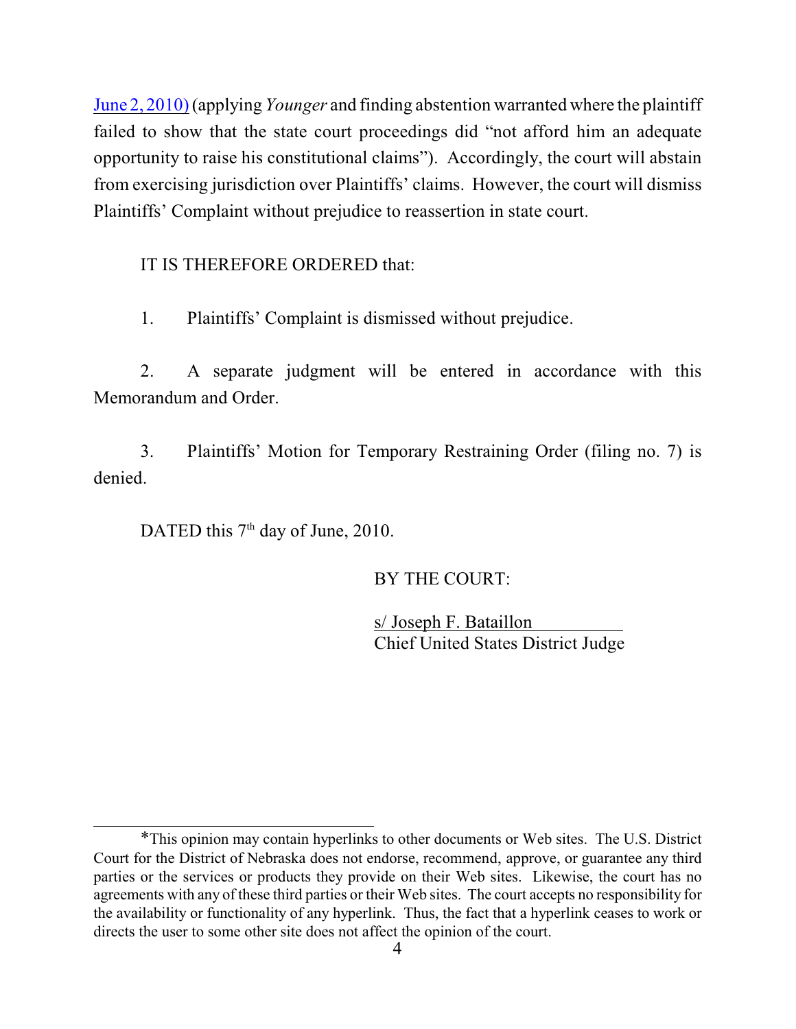June 2, 2010) (applying *Younger* and finding abstention warranted where the plaintiff failed to show that the state court proceedings did "not afford him an adequate opportunity to raise his constitutional claims"). Accordingly, the court will abstain from exercising jurisdiction over Plaintiffs' claims. However, the court will dismiss Plaintiffs' Complaint without prejudice to reassertion in state court.

IT IS THEREFORE ORDERED that:

1. Plaintiffs' Complaint is dismissed without prejudice.

2. A separate judgment will be entered in accordance with this Memorandum and Order.

3. Plaintiffs' Motion for Temporary Restraining Order (filing no. 7) is denied.

DATED this 7th day of June, 2010.

BY THE COURT:

s/ Joseph F. Bataillon
Chief United States District Judge

---

*This opinion may contain hyperlinks to other documents or Web sites. The U.S. District Court for the District of Nebraska does not endorse, recommend, approve, or guarantee any third parties or the services or products they provide on their Web sites. Likewise, the court has no agreements with any of these third parties or their Web sites. The court accepts no responsibility for the availability or functionality of any hyperlink. Thus, the fact that a hyperlink ceases to work or directs the user to some other site does not affect the opinion of the court.